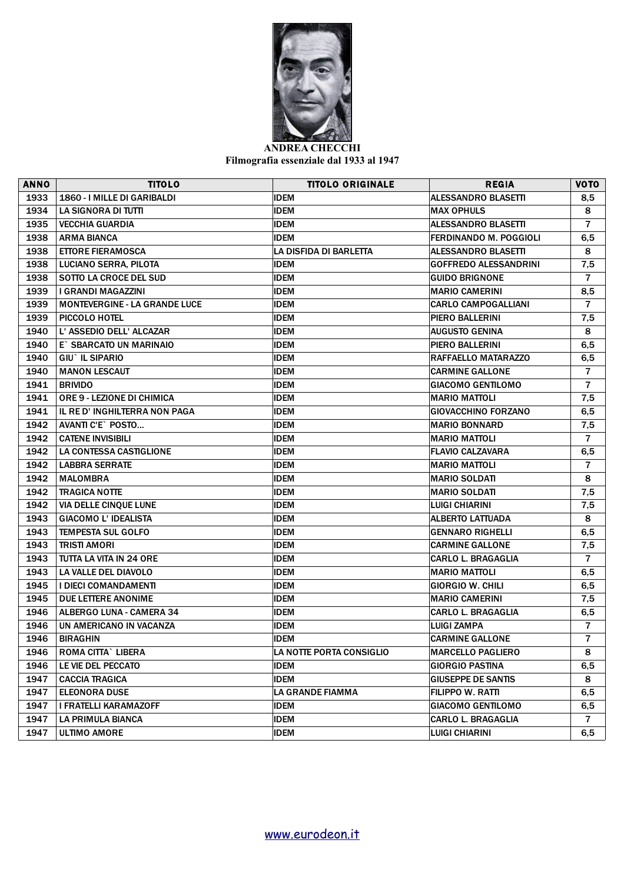**ANDREA CHECCHI**

**Filmografia essenziale dal 1933 al 1947**

| ANNO | TITOLO | TITOLO ORIGINALE | REGIA | VOTO |
|---|---|---|---|---|
| 1933 | 1860 - I MILLE DI GARIBALDI | IDEM | ALESSANDRO BLASETTI | 8,5 |
| 1934 | LA SIGNORA DI TUTTI | IDEM | MAX OPHULS | 8 |
| 1935 | VECCHIA GUARDIA | IDEM | ALESSANDRO BLASETTI | 7 |
| 1938 | ARMA BIANCA | IDEM | FERDINANDO M. POGGIOLI | 6,5 |
| 1938 | ETTORE FIERAMOSCA | LA DISFIDA DI BARLETTA | ALESSANDRO BLASETTI | 8 |
| 1938 | LUCIANO SERRA, PILOTA | IDEM | GOFFREDO ALESSANDRINI | 7,5 |
| 1938 | SOTTO LA CROCE DEL SUD | IDEM | GUIDO BRIGNONE | 7 |
| 1939 | I GRANDI MAGAZZINI | IDEM | MARIO CAMERINI | 8,5 |
| 1939 | MONTEVERGINE - LA GRANDE LUCE | IDEM | CARLO CAMPOGALLIANI | 7 |
| 1939 | PICCOLO HOTEL | IDEM | PIERO BALLERINI | 7,5 |
| 1940 | L' ASSEDIO DELL' ALCAZAR | IDEM | AUGUSTO GENINA | 8 |
| 1940 | E` SBARCATO UN MARINAIO | IDEM | PIERO BALLERINI | 6,5 |
| 1940 | GIU` IL SIPARIO | IDEM | RAFFAELLO MATARAZZO | 6,5 |
| 1940 | MANON LESCAUT | IDEM | CARMINE GALLONE | 7 |
| 1941 | BRIVIDO | IDEM | GIACOMO GENTILOMO | 7 |
| 1941 | ORE 9 - LEZIONE DI CHIMICA | IDEM | MARIO MATTOLI | 7,5 |
| 1941 | IL RE D' INGHILTERRA NON PAGA | IDEM | GIOVACCHINO FORZANO | 6,5 |
| 1942 | AVANTI C'E` POSTO... | IDEM | MARIO BONNARD | 7,5 |
| 1942 | CATENE INVISIBILI | IDEM | MARIO MATTOLI | 7 |
| 1942 | LA CONTESSA CASTIGLIONE | IDEM | FLAVIO CALZAVARA | 6,5 |
| 1942 | LABBRA SERRATE | IDEM | MARIO MATTOLI | 7 |
| 1942 | MALOMBRA | IDEM | MARIO SOLDATI | 8 |
| 1942 | TRAGICA NOTTE | IDEM | MARIO SOLDATI | 7,5 |
| 1942 | VIA DELLE CINQUE LUNE | IDEM | LUIGI CHIARINI | 7,5 |
| 1943 | GIACOMO L' IDEALISTA | IDEM | ALBERTO LATTUADA | 8 |
| 1943 | TEMPESTA SUL GOLFO | IDEM | GENNARO RIGHELLI | 6,5 |
| 1943 | TRISTI AMORI | IDEM | CARMINE GALLONE | 7,5 |
| 1943 | TUTTA LA VITA IN 24 ORE | IDEM | CARLO L. BRAGAGLIA | 7 |
| 1943 | LA VALLE DEL DIAVOLO | IDEM | MARIO MATTOLI | 6,5 |
| 1945 | I DIECI COMANDAMENTI | IDEM | GIORGIO W. CHILI | 6,5 |
| 1945 | DUE LETTERE ANONIME | IDEM | MARIO CAMERINI | 7,5 |
| 1946 | ALBERGO LUNA - CAMERA 34 | IDEM | CARLO L. BRAGAGLIA | 6,5 |
| 1946 | UN AMERICANO IN VACANZA | IDEM | LUIGI ZAMPA | 7 |
| 1946 | BIRAGHIN | IDEM | CARMINE GALLONE | 7 |
| 1946 | ROMA CITTA` LIBERA | LA NOTTE PORTA CONSIGLIO | MARCELLO PAGLIERO | 8 |
| 1946 | LE VIE DEL PECCATO | IDEM | GIORGIO PASTINA | 6,5 |
| 1947 | CACCIA TRAGICA | IDEM | GIUSEPPE DE SANTIS | 8 |
| 1947 | ELEONORA DUSE | LA GRANDE FIAMMA | FILIPPO W. RATTI | 6,5 |
| 1947 | I FRATELLI KARAMAZOFF | IDEM | GIACOMO GENTILOMO | 6,5 |
| 1947 | LA PRIMULA BIANCA | IDEM | CARLO L. BRAGAGLIA | 7 |
| 1947 | ULTIMO AMORE | IDEM | LUIGI CHIARINI | 6,5 |

www.eurodeon.it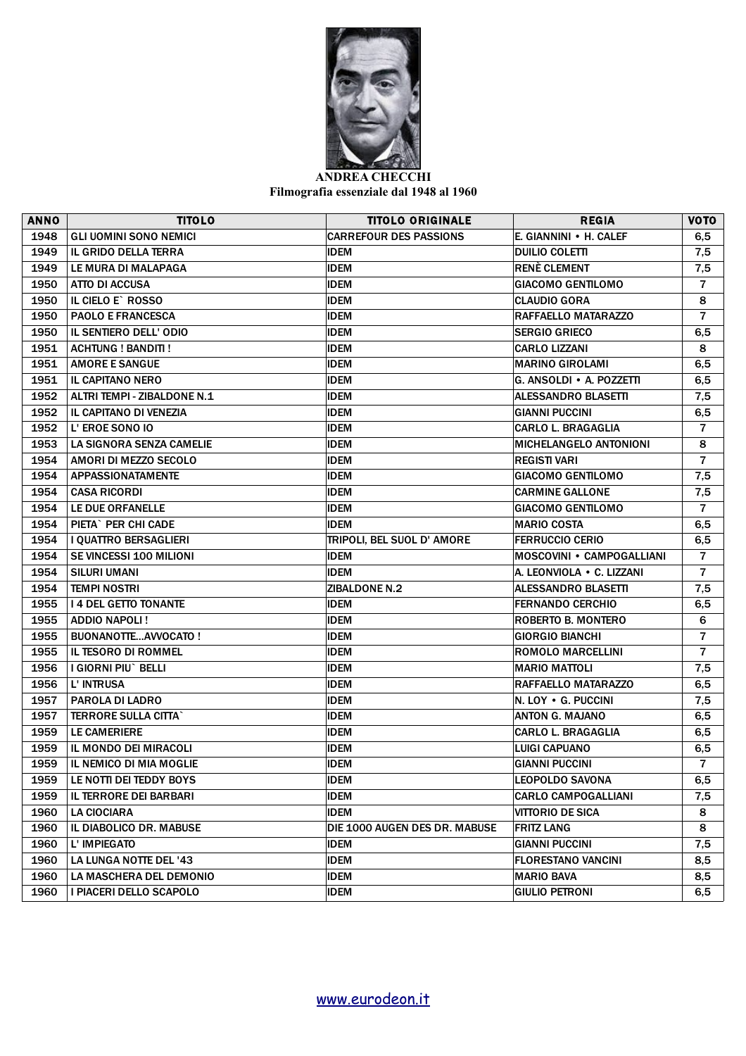**ANDREA CHECCHI**
**Filmografia essenziale dal 1948 al 1960**

| ANNO | TITOLO | TITOLO ORIGINALE | REGIA | VOTO |
|---|---|---|---|---|
| 1948 | GLI UOMINI SONO NEMICI | CARREFOUR DES PASSIONS | E. GIANNINI • H. CALEF | 6,5 |
| 1949 | IL GRIDO DELLA TERRA | IDEM | DUILIO COLETTI | 7,5 |
| 1949 | LE MURA DI MALAPAGA | IDEM | RENÈ CLEMENT | 7,5 |
| 1950 | ATTO DI ACCUSA | IDEM | GIACOMO GENTILOMO | 7 |
| 1950 | IL CIELO E` ROSSO | IDEM | CLAUDIO GORA | 8 |
| 1950 | PAOLO E FRANCESCA | IDEM | RAFFAELLO MATARAZZO | 7 |
| 1950 | IL SENTIERO DELL' ODIO | IDEM | SERGIO GRIECO | 6,5 |
| 1951 | ACHTUNG ! BANDITI ! | IDEM | CARLO LIZZANI | 8 |
| 1951 | AMORE E SANGUE | IDEM | MARINO GIROLAMI | 6,5 |
| 1951 | IL CAPITANO NERO | IDEM | G. ANSOLDI • A. POZZETTI | 6,5 |
| 1952 | ALTRI TEMPI - ZIBALDONE N.1 | IDEM | ALESSANDRO BLASETTI | 7,5 |
| 1952 | IL CAPITANO DI VENEZIA | IDEM | GIANNI PUCCINI | 6,5 |
| 1952 | L' EROE SONO IO | IDEM | CARLO L. BRAGAGLIA | 7 |
| 1953 | LA SIGNORA SENZA CAMELIE | IDEM | MICHELANGELO ANTONIONI | 8 |
| 1954 | AMORI DI MEZZO SECOLO | IDEM | REGISTI VARI | 7 |
| 1954 | APPASSIONATAMENTE | IDEM | GIACOMO GENTILOMO | 7,5 |
| 1954 | CASA RICORDI | IDEM | CARMINE GALLONE | 7,5 |
| 1954 | LE DUE ORFANELLE | IDEM | GIACOMO GENTILOMO | 7 |
| 1954 | PIETA` PER CHI CADE | IDEM | MARIO COSTA | 6,5 |
| 1954 | I QUATTRO BERSAGLIERI | TRIPOLI, BEL SUOL D' AMORE | FERRUCCIO CERIO | 6,5 |
| 1954 | SE VINCESSI 100 MILIONI | IDEM | MOSCOVINI • CAMPOGALLIANI | 7 |
| 1954 | SILURI UMANI | IDEM | A. LEONVIOLA • C. LIZZANI | 7 |
| 1954 | TEMPI NOSTRI | ZIBALDONE N.2 | ALESSANDRO BLASETTI | 7,5 |
| 1955 | I 4 DEL GETTO TONANTE | IDEM | FERNANDO CERCHIO | 6,5 |
| 1955 | ADDIO NAPOLI ! | IDEM | ROBERTO B. MONTERO | 6 |
| 1955 | BUONANOTTE...AVVOCATO ! | IDEM | GIORGIO BIANCHI | 7 |
| 1955 | IL TESORO DI ROMMEL | IDEM | ROMOLO MARCELLINI | 7 |
| 1956 | I GIORNI PIU` BELLI | IDEM | MARIO MATTOLI | 7,5 |
| 1956 | L' INTRUSA | IDEM | RAFFAELLO MATARAZZO | 6,5 |
| 1957 | PAROLA DI LADRO | IDEM | N. LOY • G. PUCCINI | 7,5 |
| 1957 | TERRORE SULLA CITTA` | IDEM | ANTON G. MAJANO | 6,5 |
| 1959 | LE CAMERIERE | IDEM | CARLO L. BRAGAGLIA | 6,5 |
| 1959 | IL MONDO DEI MIRACOLI | IDEM | LUIGI CAPUANO | 6,5 |
| 1959 | IL NEMICO DI MIA MOGLIE | IDEM | GIANNI PUCCINI | 7 |
| 1959 | LE NOTTI DEI TEDDY BOYS | IDEM | LEOPOLDO SAVONA | 6,5 |
| 1959 | IL TERRORE DEI BARBARI | IDEM | CARLO CAMPOGALLIANI | 7,5 |
| 1960 | LA CIOCIARA | IDEM | VITTORIO DE SICA | 8 |
| 1960 | IL DIABOLICO DR. MABUSE | DIE 1000 AUGEN DES DR. MABUSE | FRITZ LANG | 8 |
| 1960 | L' IMPIEGATO | IDEM | GIANNI PUCCINI | 7,5 |
| 1960 | LA LUNGA NOTTE DEL '43 | IDEM | FLORESTANO VANCINI | 8,5 |
| 1960 | LA MASCHERA DEL DEMONIO | IDEM | MARIO BAVA | 8,5 |
| 1960 | I PIACERI DELLO SCAPOLO | IDEM | GIULIO PETRONI | 6,5 |

www.eurodeon.it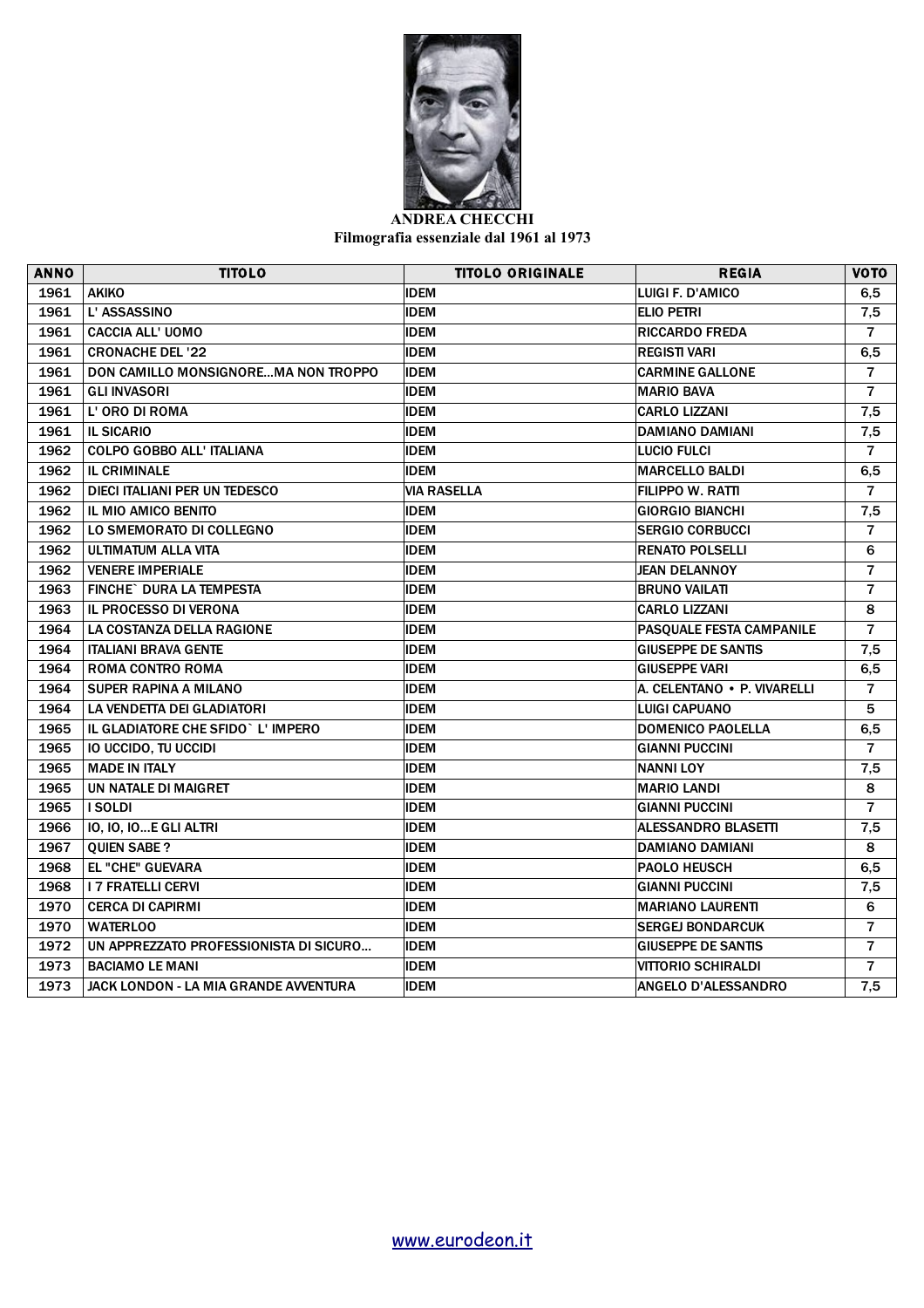**ANDREA CHECCHI**
**Filmografia essenziale dal 1961 al 1973**

| ANNO | TITOLO | TITOLO ORIGINALE | REGIA | VOTO |
|---|---|---|---|---|
| 1961 | AKIKO | IDEM | LUIGI F. D'AMICO | 6,5 |
| 1961 | L' ASSASSINO | IDEM | ELIO PETRI | 7,5 |
| 1961 | CACCIA ALL' UOMO | IDEM | RICCARDO FREDA | 7 |
| 1961 | CRONACHE DEL '22 | IDEM | REGISTI VARI | 6,5 |
| 1961 | DON CAMILLO MONSIGNORE...MA NON TROPPO | IDEM | CARMINE GALLONE | 7 |
| 1961 | GLI INVASORI | IDEM | MARIO BAVA | 7 |
| 1961 | L' ORO DI ROMA | IDEM | CARLO LIZZANI | 7,5 |
| 1961 | IL SICARIO | IDEM | DAMIANO DAMIANI | 7,5 |
| 1962 | COLPO GOBBO ALL' ITALIANA | IDEM | LUCIO FULCI | 7 |
| 1962 | IL CRIMINALE | IDEM | MARCELLO BALDI | 6,5 |
| 1962 | DIECI ITALIANI PER UN TEDESCO | VIA RASELLA | FILIPPO W. RATTI | 7 |
| 1962 | IL MIO AMICO BENITO | IDEM | GIORGIO BIANCHI | 7,5 |
| 1962 | LO SMEMORATO DI COLLEGNO | IDEM | SERGIO CORBUCCI | 7 |
| 1962 | ULTIMATUM ALLA VITA | IDEM | RENATO POLSELLI | 6 |
| 1962 | VENERE IMPERIALE | IDEM | JEAN DELANNOY | 7 |
| 1963 | FINCHE` DURA LA TEMPESTA | IDEM | BRUNO VAILATI | 7 |
| 1963 | IL PROCESSO DI VERONA | IDEM | CARLO LIZZANI | 8 |
| 1964 | LA COSTANZA DELLA RAGIONE | IDEM | PASQUALE FESTA CAMPANILE | 7 |
| 1964 | ITALIANI BRAVA GENTE | IDEM | GIUSEPPE DE SANTIS | 7,5 |
| 1964 | ROMA CONTRO ROMA | IDEM | GIUSEPPE VARI | 6,5 |
| 1964 | SUPER RAPINA A MILANO | IDEM | A. CELENTANO • P. VIVARELLI | 7 |
| 1964 | LA VENDETTA DEI GLADIATORI | IDEM | LUIGI CAPUANO | 5 |
| 1965 | IL GLADIATORE CHE SFIDO` L' IMPERO | IDEM | DOMENICO PAOLELLA | 6,5 |
| 1965 | IO UCCIDO, TU UCCIDI | IDEM | GIANNI PUCCINI | 7 |
| 1965 | MADE IN ITALY | IDEM | NANNI LOY | 7,5 |
| 1965 | UN NATALE DI MAIGRET | IDEM | MARIO LANDI | 8 |
| 1965 | I SOLDI | IDEM | GIANNI PUCCINI | 7 |
| 1966 | IO, IO, IO...E GLI ALTRI | IDEM | ALESSANDRO BLASETTI | 7,5 |
| 1967 | QUIEN SABE ? | IDEM | DAMIANO DAMIANI | 8 |
| 1968 | EL "CHE" GUEVARA | IDEM | PAOLO HEUSCH | 6,5 |
| 1968 | I 7 FRATELLI CERVI | IDEM | GIANNI PUCCINI | 7,5 |
| 1970 | CERCA DI CAPIRMI | IDEM | MARIANO LAURENTI | 6 |
| 1970 | WATERLOO | IDEM | SERGEJ BONDARCUK | 7 |
| 1972 | UN APPREZZATO PROFESSIONISTA DI SICURO... | IDEM | GIUSEPPE DE SANTIS | 7 |
| 1973 | BACIAMO LE MANI | IDEM | VITTORIO SCHIRALDI | 7 |
| 1973 | JACK LONDON - LA MIA GRANDE AVVENTURA | IDEM | ANGELO D'ALESSANDRO | 7,5 |

www.eurodeon.it